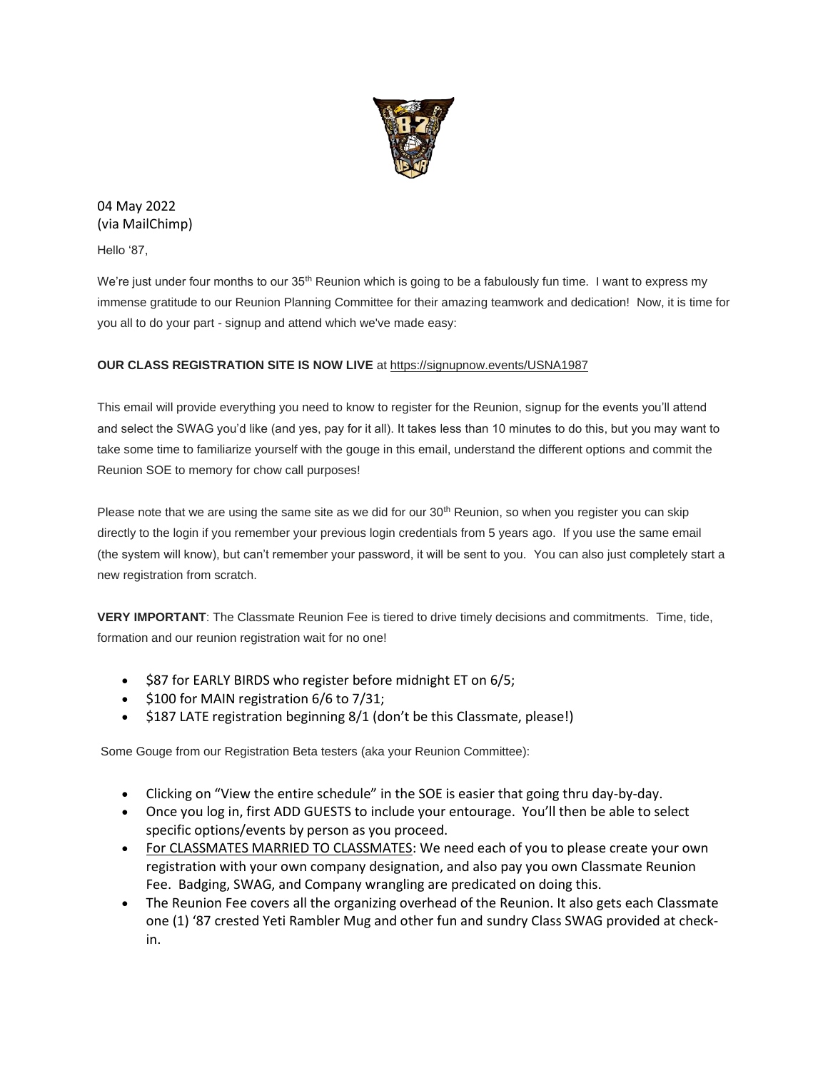04 May 2022
(via MailChimp)

Hello '87,

We're just under four months to our 35th Reunion which is going to be a fabulously fun time. I want to express my immense gratitude to our Reunion Planning Committee for their amazing teamwork and dedication! Now, it is time for you all to do your part - signup and attend which we've made easy:

**OUR CLASS REGISTRATION SITE IS NOW LIVE** at https://signupnow.events/USNA1987

This email will provide everything you need to know to register for the Reunion, signup for the events you'll attend and select the SWAG you'd like (and yes, pay for it all). It takes less than 10 minutes to do this, but you may want to take some time to familiarize yourself with the gouge in this email, understand the different options and commit the Reunion SOE to memory for chow call purposes!

Please note that we are using the same site as we did for our 30th Reunion, so when you register you can skip directly to the login if you remember your previous login credentials from 5 years ago. If you use the same email (the system will know), but can't remember your password, it will be sent to you. You can also just completely start a new registration from scratch.

**VERY IMPORTANT**: The Classmate Reunion Fee is tiered to drive timely decisions and commitments. Time, tide, formation and our reunion registration wait for no one!

- $87 for EARLY BIRDS who register before midnight ET on 6/5;
- $100 for MAIN registration 6/6 to 7/31;
- $187 LATE registration beginning 8/1 (don't be this Classmate, please!)

Some Gouge from our Registration Beta testers (aka your Reunion Committee):

- Clicking on "View the entire schedule" in the SOE is easier that going thru day-by-day.
- Once you log in, first ADD GUESTS to include your entourage. You'll then be able to select specific options/events by person as you proceed.
- For CLASSMATES MARRIED TO CLASSMATES: We need each of you to please create your own registration with your own company designation, and also pay you own Classmate Reunion Fee. Badging, SWAG, and Company wrangling are predicated on doing this.
- The Reunion Fee covers all the organizing overhead of the Reunion. It also gets each Classmate one (1) '87 crested Yeti Rambler Mug and other fun and sundry Class SWAG provided at check-in.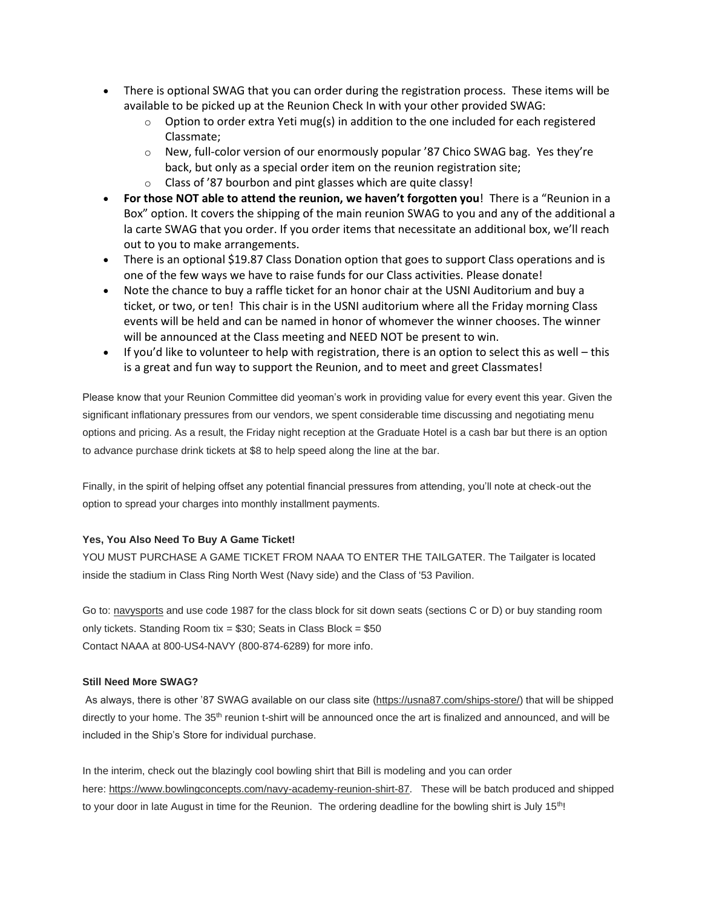- There is optional SWAG that you can order during the registration process. These items will be available to be picked up at the Reunion Check In with your other provided SWAG:
  - Option to order extra Yeti mug(s) in addition to the one included for each registered Classmate;
  - New, full-color version of our enormously popular '87 Chico SWAG bag. Yes they're back, but only as a special order item on the reunion registration site;
  - Class of '87 bourbon and pint glasses which are quite classy!
- **For those NOT able to attend the reunion, we haven't forgotten you**! There is a "Reunion in a Box" option. It covers the shipping of the main reunion SWAG to you and any of the additional a la carte SWAG that you order. If you order items that necessitate an additional box, we'll reach out to you to make arrangements.
- There is an optional $19.87 Class Donation option that goes to support Class operations and is one of the few ways we have to raise funds for our Class activities. Please donate!
- Note the chance to buy a raffle ticket for an honor chair at the USNI Auditorium and buy a ticket, or two, or ten! This chair is in the USNI auditorium where all the Friday morning Class events will be held and can be named in honor of whomever the winner chooses. The winner will be announced at the Class meeting and NEED NOT be present to win.
- If you'd like to volunteer to help with registration, there is an option to select this as well – this is a great and fun way to support the Reunion, and to meet and greet Classmates!

Please know that your Reunion Committee did yeoman's work in providing value for every event this year. Given the significant inflationary pressures from our vendors, we spent considerable time discussing and negotiating menu options and pricing. As a result, the Friday night reception at the Graduate Hotel is a cash bar but there is an option to advance purchase drink tickets at $8 to help speed along the line at the bar.

Finally, in the spirit of helping offset any potential financial pressures from attending, you'll note at check-out the option to spread your charges into monthly installment payments.

**Yes, You Also Need To Buy A Game Ticket!**

YOU MUST PURCHASE A GAME TICKET FROM NAAA TO ENTER THE TAILGATER. The Tailgater is located inside the stadium in Class Ring North West (Navy side) and the Class of '53 Pavilion.

Go to: navysports and use code 1987 for the class block for sit down seats (sections C or D) or buy standing room only tickets. Standing Room tix = $30; Seats in Class Block = $50
Contact NAAA at 800-US4-NAVY (800-874-6289) for more info.

**Still Need More SWAG?**

As always, there is other '87 SWAG available on our class site (https://usna87.com/ships-store/) that will be shipped directly to your home. The 35th reunion t-shirt will be announced once the art is finalized and announced, and will be included in the Ship's Store for individual purchase.

In the interim, check out the blazingly cool bowling shirt that Bill is modeling and you can order here: https://www.bowlingconcepts.com/navy-academy-reunion-shirt-87. These will be batch produced and shipped to your door in late August in time for the Reunion. The ordering deadline for the bowling shirt is July 15th!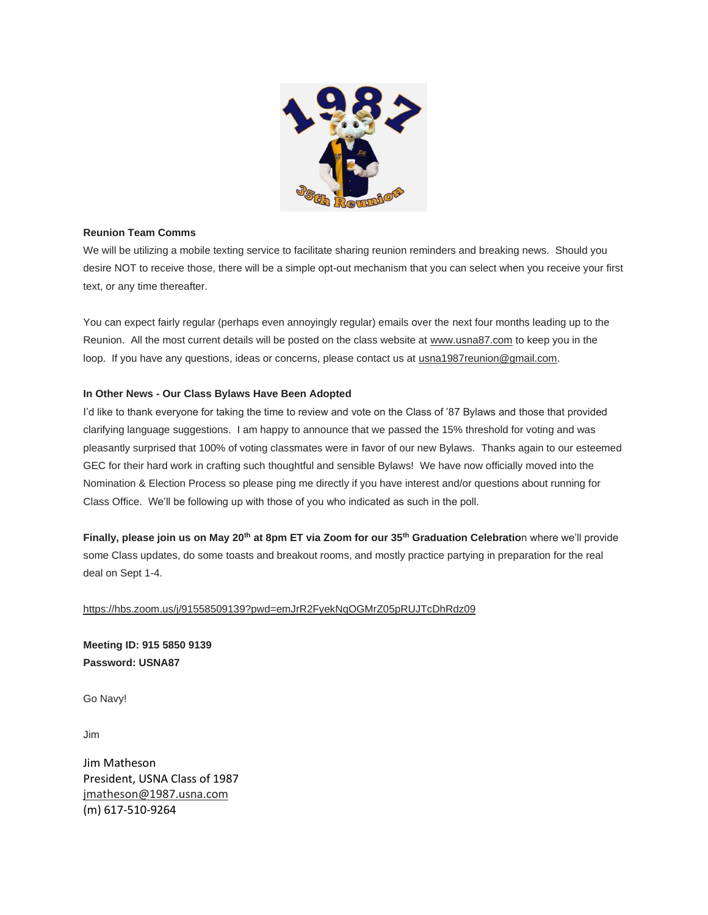**Reunion Team Comms**

We will be utilizing a mobile texting service to facilitate sharing reunion reminders and breaking news. Should you desire NOT to receive those, there will be a simple opt-out mechanism that you can select when you receive your first text, or any time thereafter.

You can expect fairly regular (perhaps even annoyingly regular) emails over the next four months leading up to the Reunion. All the most current details will be posted on the class website at www.usna87.com to keep you in the loop. If you have any questions, ideas or concerns, please contact us at usna1987reunion@gmail.com.

**In Other News - Our Class Bylaws Have Been Adopted**

I'd like to thank everyone for taking the time to review and vote on the Class of '87 Bylaws and those that provided clarifying language suggestions. I am happy to announce that we passed the 15% threshold for voting and was pleasantly surprised that 100% of voting classmates were in favor of our new Bylaws. Thanks again to our esteemed GEC for their hard work in crafting such thoughtful and sensible Bylaws! We have now officially moved into the Nomination & Election Process so please ping me directly if you have interest and/or questions about running for Class Office. We'll be following up with those of you who indicated as such in the poll.

**Finally, please join us on May 20th at 8pm ET via Zoom for our 35th Graduation Celebratio**n where we'll provide some Class updates, do some toasts and breakout rooms, and mostly practice partying in preparation for the real deal on Sept 1-4.

https://hbs.zoom.us/j/91558509139?pwd=emJrR2FyekNqOGMrZ05pRUJTcDhRdz09

**Meeting ID: 915 5850 9139**
**Password: USNA87**

Go Navy!

Jim

Jim Matheson
President, USNA Class of 1987
jmatheson@1987.usna.com
(m) 617-510-9264